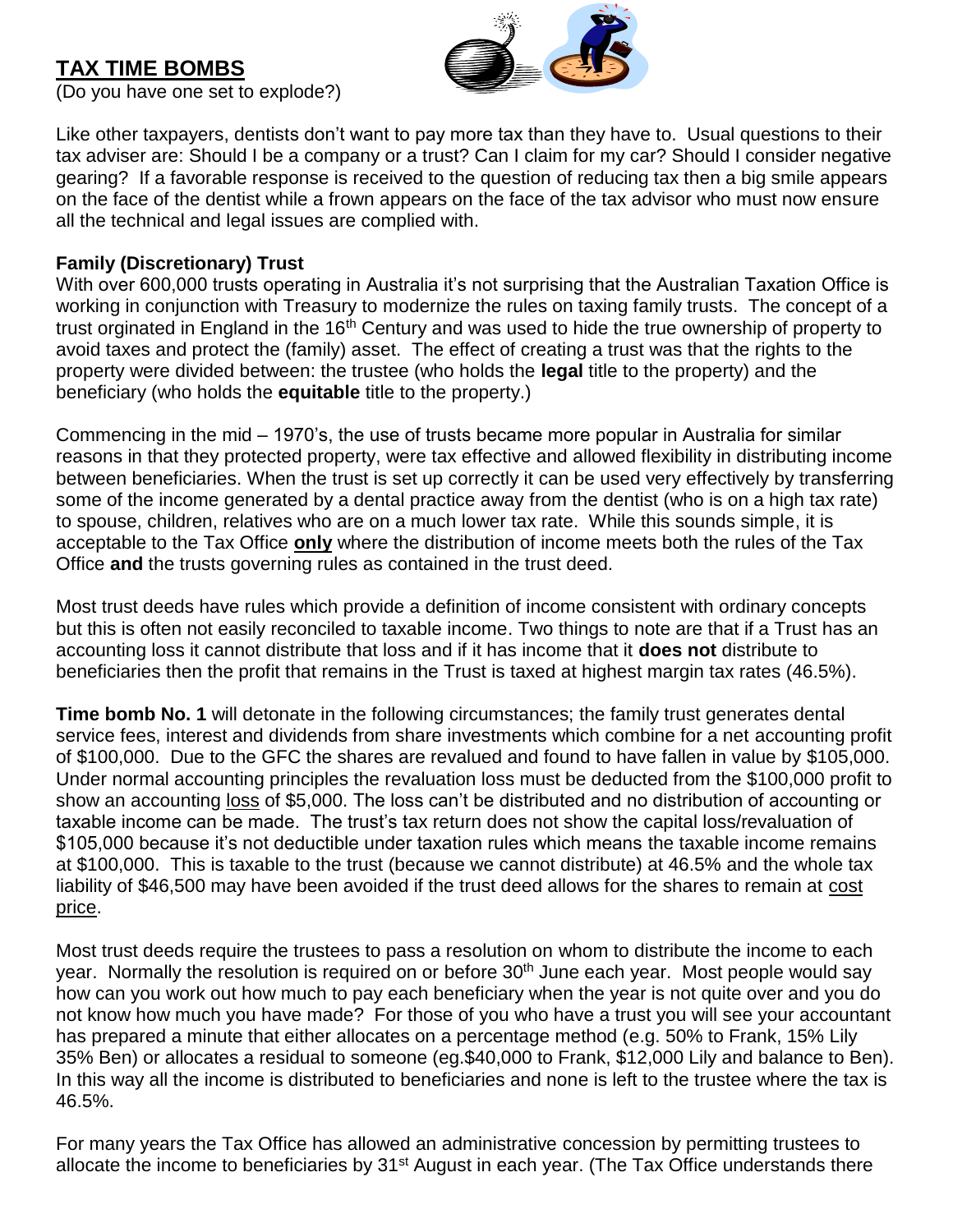## TAX TIME BOMBS

(Do you have one set to explode?)

Like other taxpayers, dentists don't want to pay more tax than they have to. Usual questions to their tax adviser are: Should I be a company or a trust? Can I claim for my car? Should I consider negative gearing? If a favorable response is received to the question of reducing tax then a big smile appears on the face of the dentist while a frown appears on the face of the tax advisor who must now ensure all the technical and legal issues are complied with.

**Family (Discretionary) Trust**

With over 600,000 trusts operating in Australia it's not surprising that the Australian Taxation Office is working in conjunction with Treasury to modernize the rules on taxing family trusts. The concept of a trust orginated in England in the 16th Century and was used to hide the true ownership of property to avoid taxes and protect the (family) asset. The effect of creating a trust was that the rights to the property were divided between: the trustee (who holds the **legal** title to the property) and the beneficiary (who holds the **equitable** title to the property.)

Commencing in the mid – 1970's, the use of trusts became more popular in Australia for similar reasons in that they protected property, were tax effective and allowed flexibility in distributing income between beneficiaries. When the trust is set up correctly it can be used very effectively by transferring some of the income generated by a dental practice away from the dentist (who is on a high tax rate) to spouse, children, relatives who are on a much lower tax rate. While this sounds simple, it is acceptable to the Tax Office **only** where the distribution of income meets both the rules of the Tax Office **and** the trusts governing rules as contained in the trust deed.

Most trust deeds have rules which provide a definition of income consistent with ordinary concepts but this is often not easily reconciled to taxable income. Two things to note are that if a Trust has an accounting loss it cannot distribute that loss and if it has income that it **does not** distribute to beneficiaries then the profit that remains in the Trust is taxed at highest margin tax rates (46.5%).

**Time bomb No. 1** will detonate in the following circumstances; the family trust generates dental service fees, interest and dividends from share investments which combine for a net accounting profit of $100,000. Due to the GFC the shares are revalued and found to have fallen in value by $105,000. Under normal accounting principles the revaluation loss must be deducted from the $100,000 profit to show an accounting loss of $5,000. The loss can't be distributed and no distribution of accounting or taxable income can be made. The trust's tax return does not show the capital loss/revaluation of $105,000 because it's not deductible under taxation rules which means the taxable income remains at $100,000. This is taxable to the trust (because we cannot distribute) at 46.5% and the whole tax liability of $46,500 may have been avoided if the trust deed allows for the shares to remain at cost price.

Most trust deeds require the trustees to pass a resolution on whom to distribute the income to each year. Normally the resolution is required on or before 30th June each year. Most people would say how can you work out how much to pay each beneficiary when the year is not quite over and you do not know how much you have made? For those of you who have a trust you will see your accountant has prepared a minute that either allocates on a percentage method (e.g. 50% to Frank, 15% Lily 35% Ben) or allocates a residual to someone (eg.$40,000 to Frank, $12,000 Lily and balance to Ben). In this way all the income is distributed to beneficiaries and none is left to the trustee where the tax is 46.5%.

For many years the Tax Office has allowed an administrative concession by permitting trustees to allocate the income to beneficiaries by 31st August in each year. (The Tax Office understands there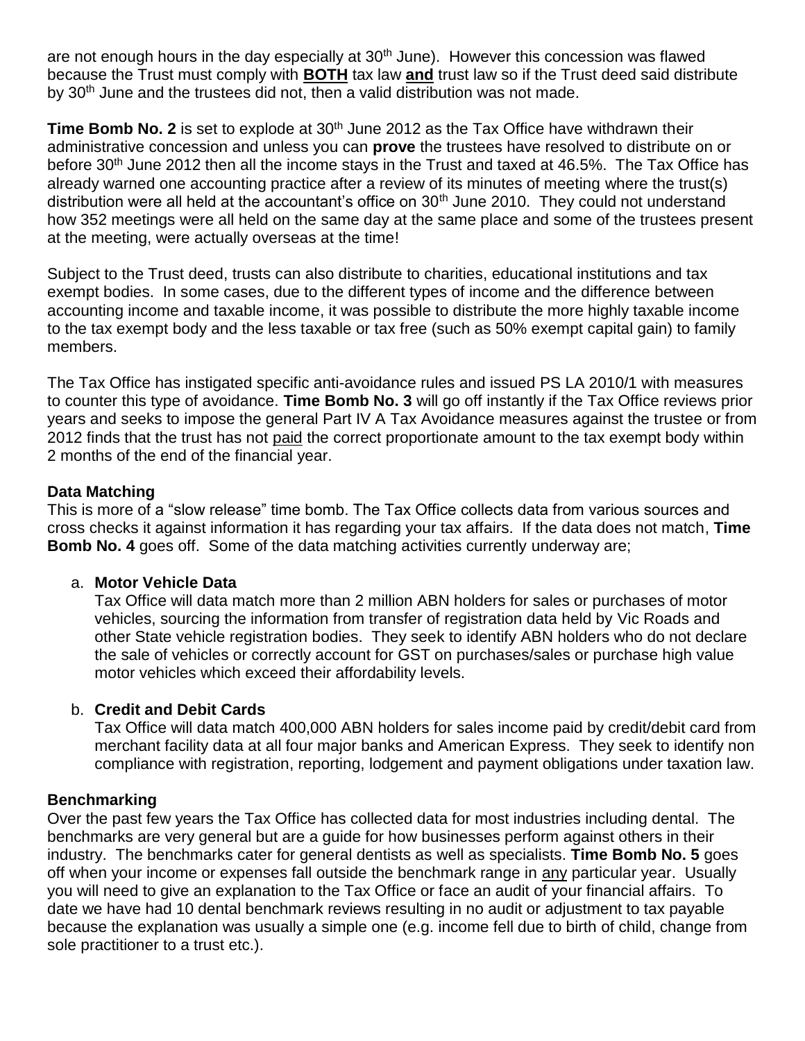are not enough hours in the day especially at 30th June). However this concession was flawed because the Trust must comply with **BOTH** tax law **and** trust law so if the Trust deed said distribute by 30th June and the trustees did not, then a valid distribution was not made.

**Time Bomb No. 2** is set to explode at 30th June 2012 as the Tax Office have withdrawn their administrative concession and unless you can **prove** the trustees have resolved to distribute on or before 30th June 2012 then all the income stays in the Trust and taxed at 46.5%. The Tax Office has already warned one accounting practice after a review of its minutes of meeting where the trust(s) distribution were all held at the accountant's office on 30th June 2010. They could not understand how 352 meetings were all held on the same day at the same place and some of the trustees present at the meeting, were actually overseas at the time!

Subject to the Trust deed, trusts can also distribute to charities, educational institutions and tax exempt bodies. In some cases, due to the different types of income and the difference between accounting income and taxable income, it was possible to distribute the more highly taxable income to the tax exempt body and the less taxable or tax free (such as 50% exempt capital gain) to family members.

The Tax Office has instigated specific anti-avoidance rules and issued PS LA 2010/1 with measures to counter this type of avoidance. **Time Bomb No. 3** will go off instantly if the Tax Office reviews prior years and seeks to impose the general Part IV A Tax Avoidance measures against the trustee or from 2012 finds that the trust has not paid the correct proportionate amount to the tax exempt body within 2 months of the end of the financial year.

### Data Matching

This is more of a "slow release" time bomb. The Tax Office collects data from various sources and cross checks it against information it has regarding your tax affairs. If the data does not match, **Time Bomb No. 4** goes off. Some of the data matching activities currently underway are;

a. **Motor Vehicle Data**
   Tax Office will data match more than 2 million ABN holders for sales or purchases of motor vehicles, sourcing the information from transfer of registration data held by Vic Roads and other State vehicle registration bodies. They seek to identify ABN holders who do not declare the sale of vehicles or correctly account for GST on purchases/sales or purchase high value motor vehicles which exceed their affordability levels.

b. **Credit and Debit Cards**
   Tax Office will data match 400,000 ABN holders for sales income paid by credit/debit card from merchant facility data at all four major banks and American Express. They seek to identify non compliance with registration, reporting, lodgement and payment obligations under taxation law.

### Benchmarking

Over the past few years the Tax Office has collected data for most industries including dental. The benchmarks are very general but are a guide for how businesses perform against others in their industry. The benchmarks cater for general dentists as well as specialists. **Time Bomb No. 5** goes off when your income or expenses fall outside the benchmark range in any particular year. Usually you will need to give an explanation to the Tax Office or face an audit of your financial affairs. To date we have had 10 dental benchmark reviews resulting in no audit or adjustment to tax payable because the explanation was usually a simple one (e.g. income fell due to birth of child, change from sole practitioner to a trust etc.).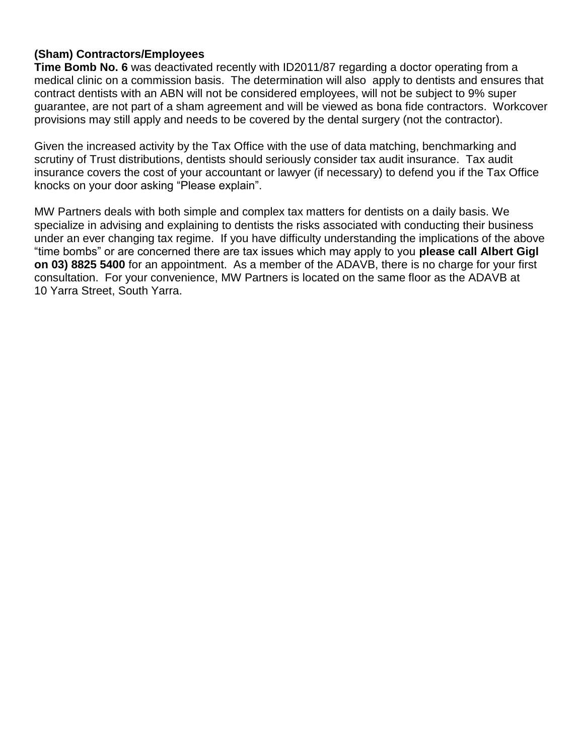**(Sham) Contractors/Employees**

**Time Bomb No. 6** was deactivated recently with ID2011/87 regarding a doctor operating from a medical clinic on a commission basis. The determination will also apply to dentists and ensures that contract dentists with an ABN will not be considered employees, will not be subject to 9% super guarantee, are not part of a sham agreement and will be viewed as bona fide contractors. Workcover provisions may still apply and needs to be covered by the dental surgery (not the contractor).

Given the increased activity by the Tax Office with the use of data matching, benchmarking and scrutiny of Trust distributions, dentists should seriously consider tax audit insurance. Tax audit insurance covers the cost of your accountant or lawyer (if necessary) to defend you if the Tax Office knocks on your door asking "Please explain".

MW Partners deals with both simple and complex tax matters for dentists on a daily basis. We specialize in advising and explaining to dentists the risks associated with conducting their business under an ever changing tax regime. If you have difficulty understanding the implications of the above "time bombs" or are concerned there are tax issues which may apply to you **please call Albert Gigl on 03) 8825 5400** for an appointment. As a member of the ADAVB, there is no charge for your first consultation. For your convenience, MW Partners is located on the same floor as the ADAVB at 10 Yarra Street, South Yarra.